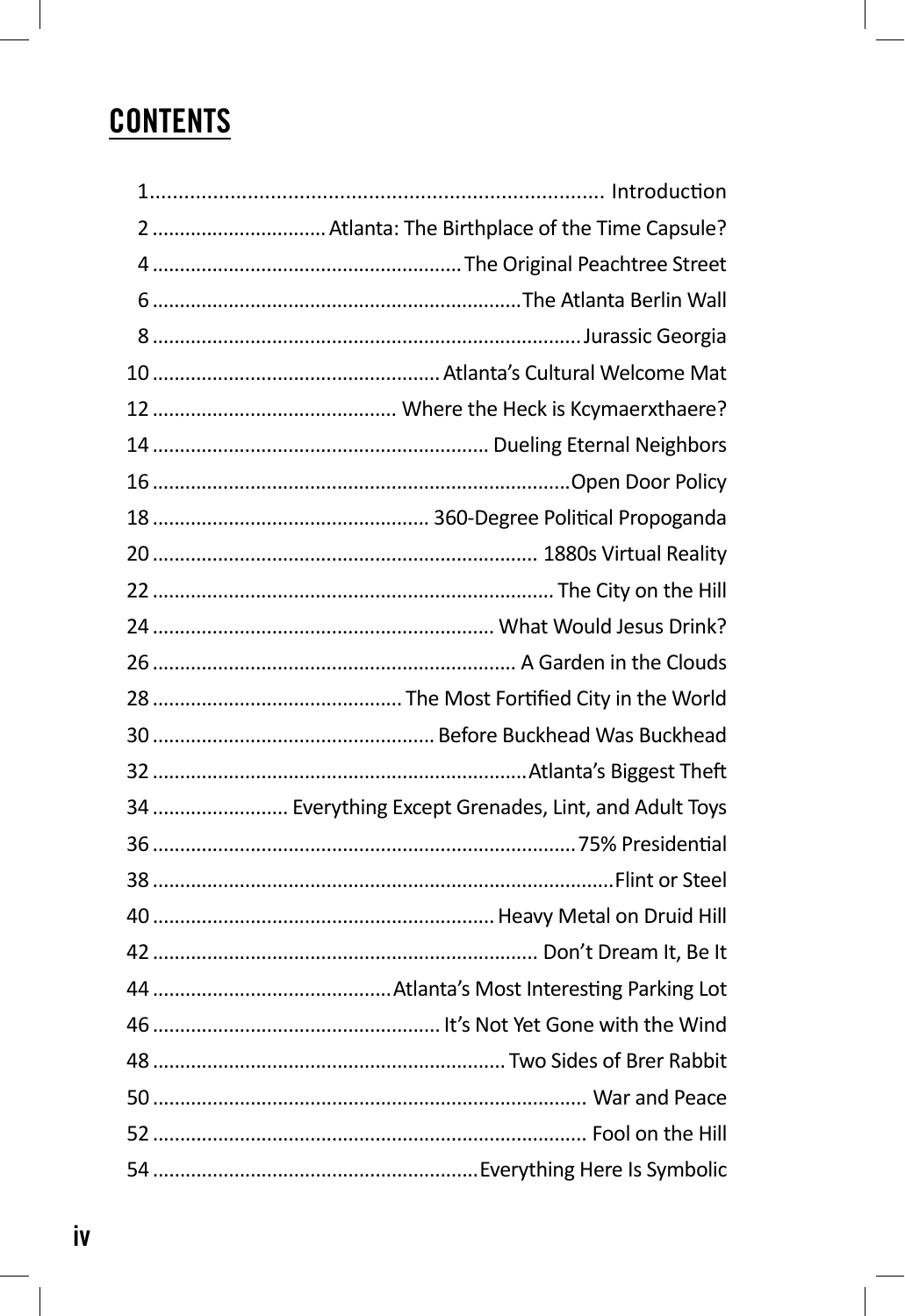# CONTENTS

1 ........ Introduction
2 ........ Atlanta: The Birthplace of the Time Capsule?
4 ........ The Original Peachtree Street
6 ........ The Atlanta Berlin Wall
8 ........ Jurassic Georgia
10 ........ Atlanta's Cultural Welcome Mat
12 ........ Where the Heck is Kcymaerxthaere?
14 ........ Dueling Eternal Neighbors
16 ........ Open Door Policy
18 ........ 360-Degree Political Propoganda
20 ........ 1880s Virtual Reality
22 ........ The City on the Hill
24 ........ What Would Jesus Drink?
26 ........ A Garden in the Clouds
28 ........ The Most Fortified City in the World
30 ........ Before Buckhead Was Buckhead
32 ........ Atlanta's Biggest Theft
34 ........ Everything Except Grenades, Lint, and Adult Toys
36 ........ 75% Presidential
38 ........ Flint or Steel
40 ........ Heavy Metal on Druid Hill
42 ........ Don't Dream It, Be It
44 ........ Atlanta's Most Interesting Parking Lot
46 ........ It's Not Yet Gone with the Wind
48 ........ Two Sides of Brer Rabbit
50 ........ War and Peace
52 ........ Fool on the Hill
54 ........ Everything Here Is Symbolic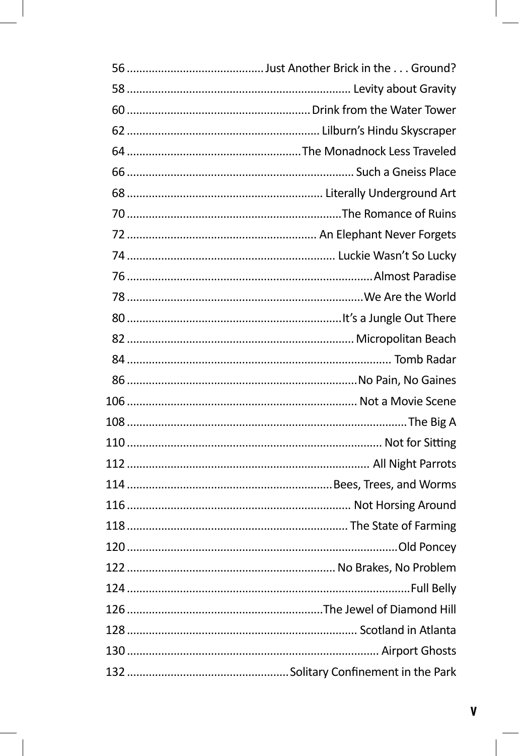56 .......................................... Just Another Brick in the . . . Ground?
58 ...................................................................... Levity about Gravity
60 .......................................................... Drink from the Water Tower
62 ............................................................ Lilburn's Hindu Skyscraper
64 ...................................................... The Monadnock Less Traveled
66 ....................................................................... Such a Gneiss Place
68 ............................................................. Literally Underground Art
70 ................................................................... The Romance of Ruins
72 ........................................................... An Elephant Never Forgets
74 ................................................................. Luckie Wasn't So Lucky
76 ............................................................................. Almost Paradise
78 .......................................................................... We Are the World
80 ................................................................... It's a Jungle Out There
82 ....................................................................... Micropolitan Beach
84 ................................................................................... Tomb Radar
86 ......................................................................... No Pain, No Gaines
106 ........................................................................ Not a Movie Scene
108 ........................................................................................ The Big A
110 ................................................................................ Not for Sitting
112 ............................................................................ All Night Parrots
114 ................................................................. Bees, Trees, and Worms
116 ...................................................................... Not Horsing Around
118 ..................................................................... The State of Farming
120 ...................................................................................... Old Poncey
122 .................................................................. No Brakes, No Problem
124 ......................................................................................... Full Belly
126 ............................................................. The Jewel of Diamond Hill
128 ........................................................................ Scotland in Atlanta
130 ............................................................................... Airport Ghosts
132 .................................................. Solitary Confinement in the Park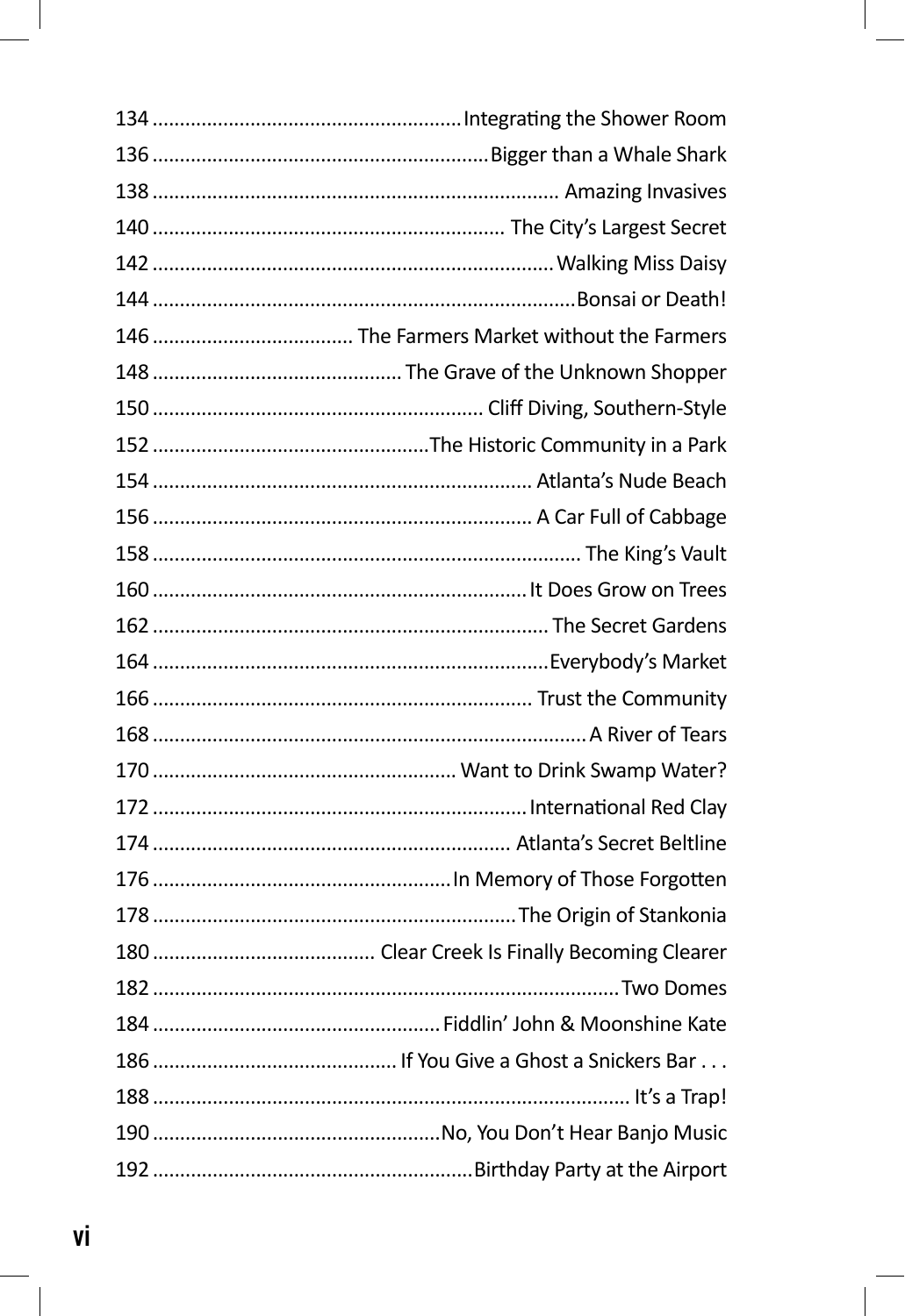134 ........................................................ Integrating the Shower Room
136 ............................................................. Bigger than a Whale Shark
138 .......................................................................... Amazing Invasives
140 ................................................................ The City's Largest Secret
142 ......................................................................... Walking Miss Daisy
144 ............................................................................. Bonsai or Death!
146 ..................................... The Farmers Market without the Farmers
148 ............................................. The Grave of the Unknown Shopper
150 ............................................................ Cliff Diving, Southern-Style
152 .................................................. The Historic Community in a Park
154 ..................................................................... Atlanta's Nude Beach
156 ..................................................................... A Car Full of Cabbage
158 ............................................................................. The King's Vault
160 .................................................................... It Does Grow on Trees
162 ........................................................................ The Secret Gardens
164 ........................................................................ Everybody's Market
166 ..................................................................... Trust the Community
168 ............................................................................... A River of Tears
170 ....................................................... Want to Drink Swamp Water?
172 .................................................................... International Red Clay
174 ................................................................. Atlanta's Secret Beltline
176 ...................................................... In Memory of Those Forgotten
178 .................................................................. The Origin of Stankonia
180 ........................................ Clear Creek Is Finally Becoming Clearer
182 ..................................................................................... Two Domes
184 .................................................... Fiddlin' John & Moonshine Kate
186 ............................................ If You Give a Ghost a Snickers Bar . . .
188 ....................................................................................... It's a Trap!
190 .................................................... No, You Don't Hear Banjo Music
192 .......................................................... Birthday Party at the Airport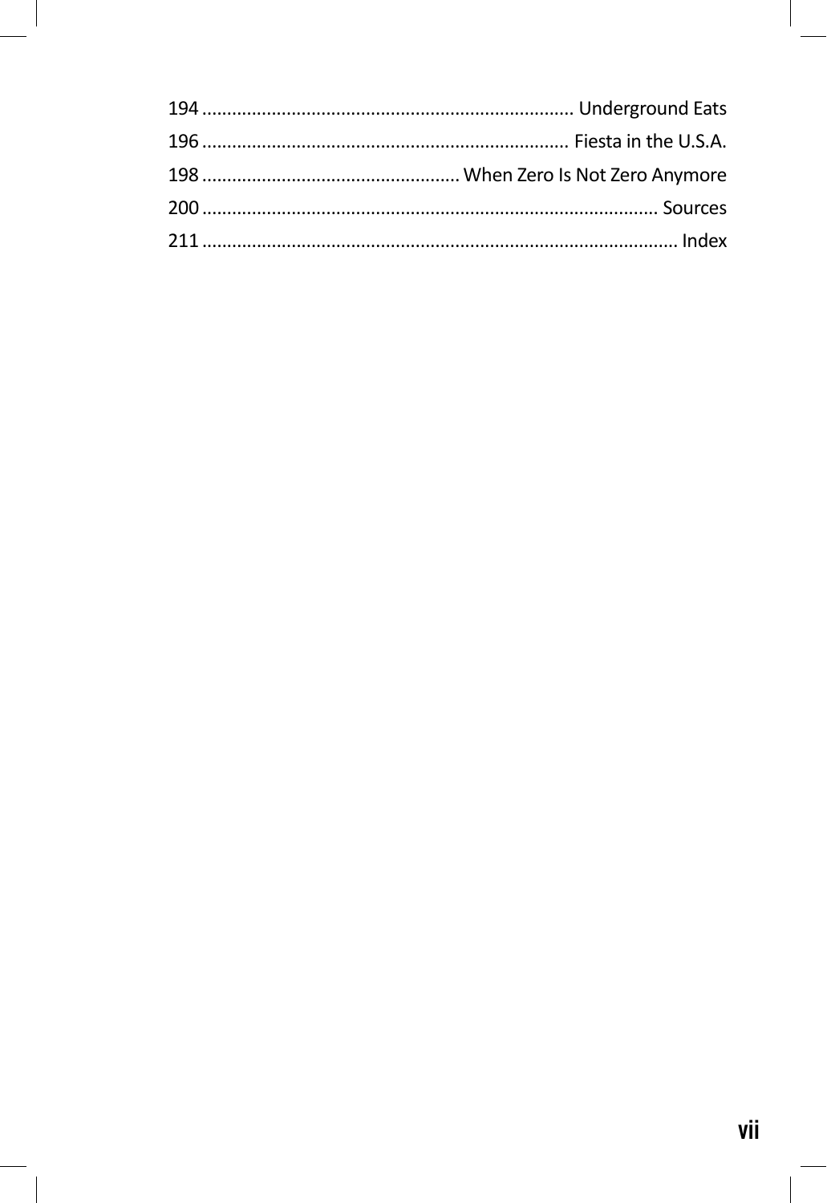194 ........................................................................ Underground Eats

196 ........................................................................ Fiesta in the U.S.A.

198 .................................................. When Zero Is Not Zero Anymore

200 ........................................................................................... Sources

211 ................................................................................................ Index